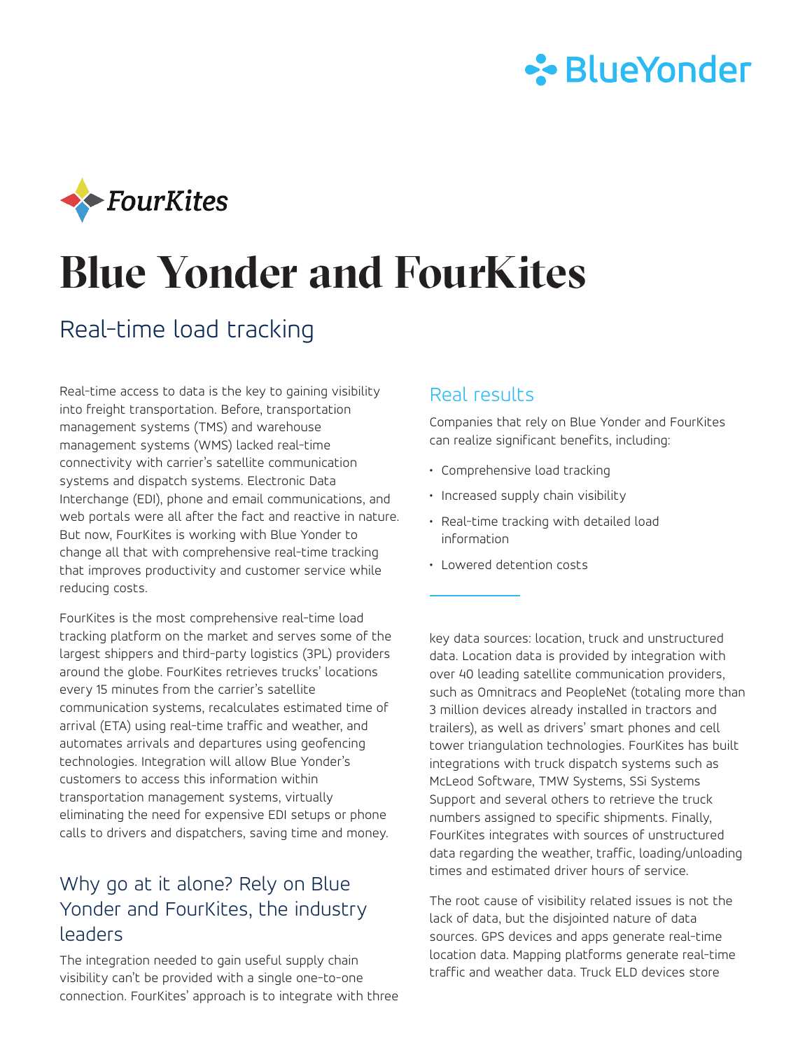# Blue Yonder and FourKites

## Real-time load tracking

Real-time access to data is the key to gaining visibility into freight transportation. Before, transportation management systems (TMS) and warehouse management systems (WMS) lacked real-time connectivity with carrier's satellite communication systems and dispatch systems. Electronic Data Interchange (EDI), phone and email communications, and web portals were all after the fact and reactive in nature. But now, FourKites is working with Blue Yonder to change all that with comprehensive real-time tracking that improves productivity and customer service while reducing costs.

FourKites is the most comprehensive real-time load tracking platform on the market and serves some of the largest shippers and third-party logistics (3PL) providers around the globe. FourKites retrieves trucks' locations every 15 minutes from the carrier's satellite communication systems, recalculates estimated time of arrival (ETA) using real-time traffic and weather, and automates arrivals and departures using geofencing technologies. Integration will allow Blue Yonder's customers to access this information within transportation management systems, virtually eliminating the need for expensive EDI setups or phone calls to drivers and dispatchers, saving time and money.

## Why go at it alone? Rely on Blue Yonder and FourKites, the industry leaders

The integration needed to gain useful supply chain visibility can't be provided with a single one-to-one connection. FourKites' approach is to integrate with three key data sources: location, truck and unstructured data. Location data is provided by integration with over 40 leading satellite communication providers, such as Omnitracs and PeopleNet (totaling more than 3 million devices already installed in tractors and trailers), as well as drivers' smart phones and cell tower triangulation technologies. FourKites has built integrations with truck dispatch systems such as McLeod Software, TMW Systems, SSi Systems Support and several others to retrieve the truck numbers assigned to specific shipments. Finally, FourKites integrates with sources of unstructured data regarding the weather, traffic, loading/unloading times and estimated driver hours of service.

The root cause of visibility related issues is not the lack of data, but the disjointed nature of data sources. GPS devices and apps generate real-time location data. Mapping platforms generate real-time traffic and weather data. Truck ELD devices store

## Real results

Companies that rely on Blue Yonder and FourKites can realize significant benefits, including:

- Comprehensive load tracking
- Increased supply chain visibility
- Real-time tracking with detailed load information
- Lowered detention costs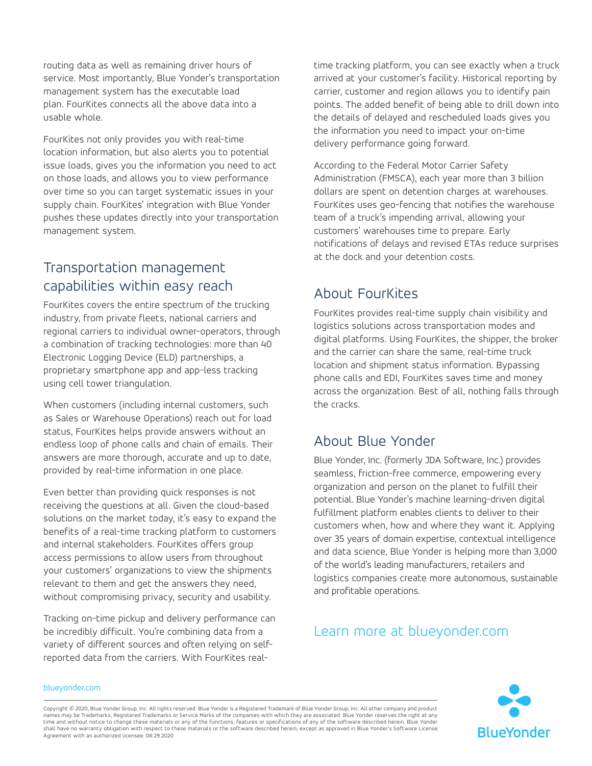routing data as well as remaining driver hours of service. Most importantly, Blue Yonder's transportation management system has the executable load plan. FourKites connects all the above data into a usable whole.

FourKites not only provides you with real-time location information, but also alerts you to potential issue loads, gives you the information you need to act on those loads, and allows you to view performance over time so you can target systematic issues in your supply chain. FourKites' integration with Blue Yonder pushes these updates directly into your transportation management system.

## Transportation management capabilities within easy reach

FourKites covers the entire spectrum of the trucking industry, from private fleets, national carriers and regional carriers to individual owner-operators, through a combination of tracking technologies: more than 40 Electronic Logging Device (ELD) partnerships, a proprietary smartphone app and app-less tracking using cell tower triangulation.

When customers (including internal customers, such as Sales or Warehouse Operations) reach out for load status, FourKites helps provide answers without an endless loop of phone calls and chain of emails. Their answers are more thorough, accurate and up to date, provided by real-time information in one place.

Even better than providing quick responses is not receiving the questions at all. Given the cloud-based solutions on the market today, it's easy to expand the benefits of a real-time tracking platform to customers and internal stakeholders. FourKites offers group access permissions to allow users from throughout your customers' organizations to view the shipments relevant to them and get the answers they need, without compromising privacy, security and usability.

Tracking on-time pickup and delivery performance can be incredibly difficult. You're combining data from a variety of different sources and often relying on self-reported data from the carriers. With FourKites real-time tracking platform, you can see exactly when a truck arrived at your customer's facility. Historical reporting by carrier, customer and region allows you to identify pain points. The added benefit of being able to drill down into the details of delayed and rescheduled loads gives you the information you need to impact your on-time delivery performance going forward.

According to the Federal Motor Carrier Safety Administration (FMSCA), each year more than 3 billion dollars are spent on detention charges at warehouses. FourKites uses geo-fencing that notifies the warehouse team of a truck's impending arrival, allowing your customers' warehouses time to prepare. Early notifications of delays and revised ETAs reduce surprises at the dock and your detention costs.

## About FourKites

FourKites provides real-time supply chain visibility and logistics solutions across transportation modes and digital platforms. Using FourKites, the shipper, the broker and the carrier can share the same, real-time truck location and shipment status information. Bypassing phone calls and EDI, FourKites saves time and money across the organization. Best of all, nothing falls through the cracks.

## About Blue Yonder

Blue Yonder, Inc. (formerly JDA Software, Inc.) provides seamless, friction-free commerce, empowering every organization and person on the planet to fulfill their potential. Blue Yonder's machine learning-driven digital fulfillment platform enables clients to deliver to their customers when, how and where they want it. Applying over 35 years of domain expertise, contextual intelligence and data science, Blue Yonder is helping more than 3,000 of the world's leading manufacturers, retailers and logistics companies create more autonomous, sustainable and profitable operations.

## Learn more at blueyonder.com

blueyonder.com

Copyright © 2020, Blue Yonder Group, Inc. All rights reserved. Blue Yonder is a Registered Trademark of Blue Yonder Group, Inc. All other company and product names may be Trademarks, Registered Trademarks or Service Marks of the companies with which they are associated. Blue Yonder reserves the right at any time and without notice to change these materials or any of the functions, features or specifications of any of the software described herein. Blue Yonder shall have no warranty obligation with respect to these materials or the software described herein, except as approved in Blue Yonder's Software License Agreement with an authorized licensee. 06.29.2020

BlueYonder